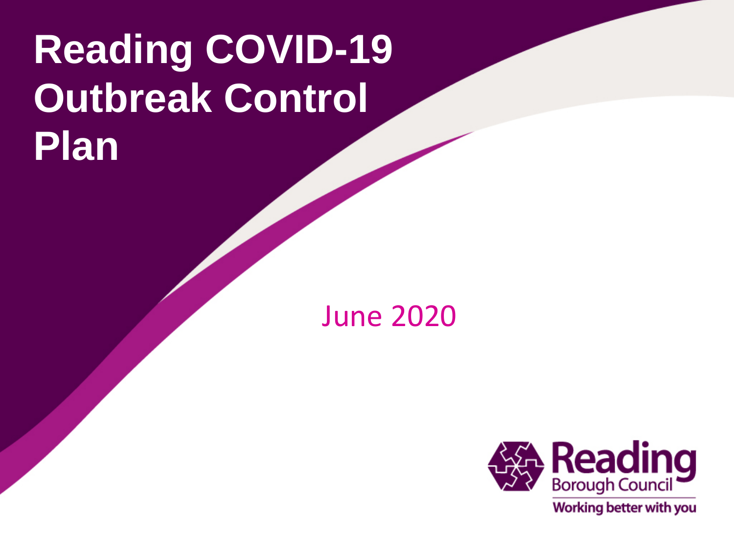# Reading COVID-19 Outbreak Control Plan

June 2020

Reading Borough Council

Working better with you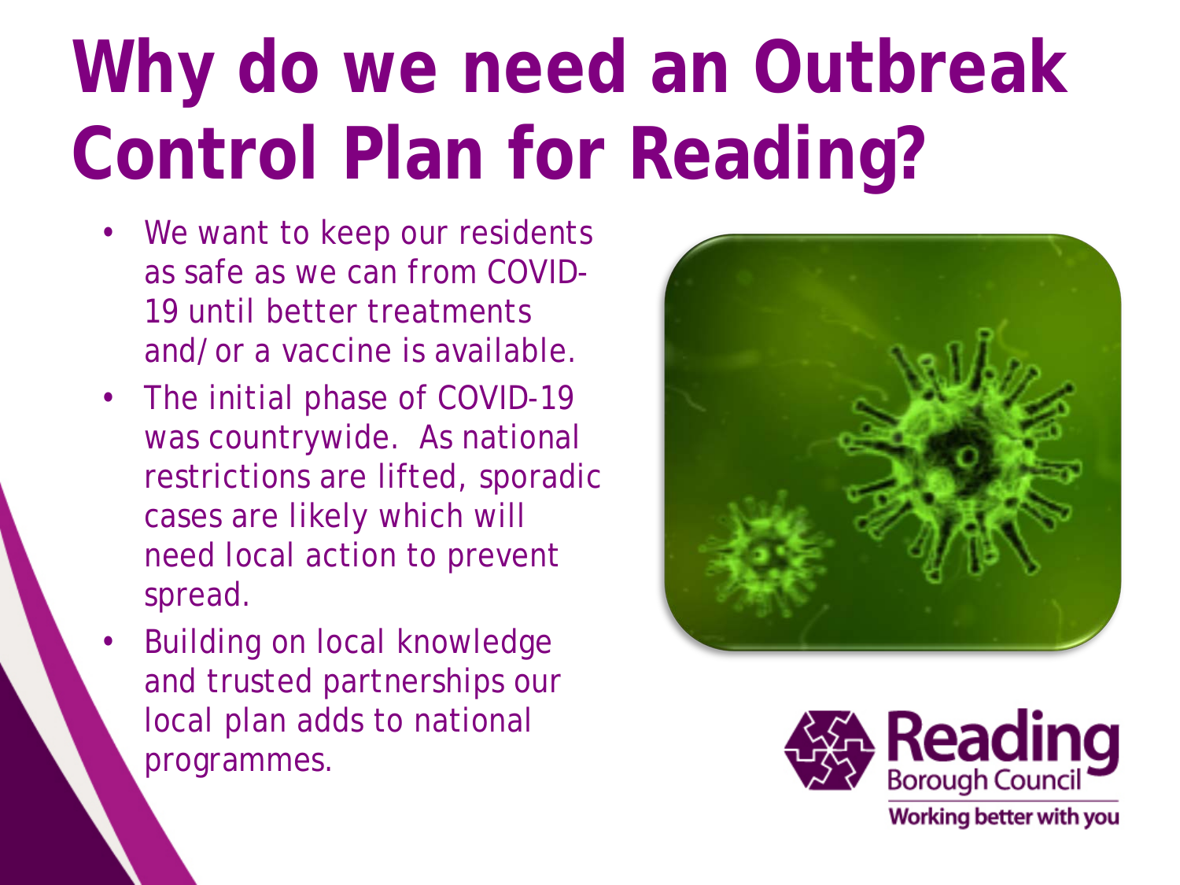# Why do we need an Outbreak Control Plan for Reading?

- We want to keep our residents as safe as we can from COVID-19 until better treatments and/or a vaccine is available.
- The initial phase of COVID-19 was countrywide. As national restrictions are lifted, sporadic cases are likely which will need local action to prevent spread.
- Building on local knowledge and trusted partnerships our local plan adds to national programmes.

Reading Borough Council
Working better with you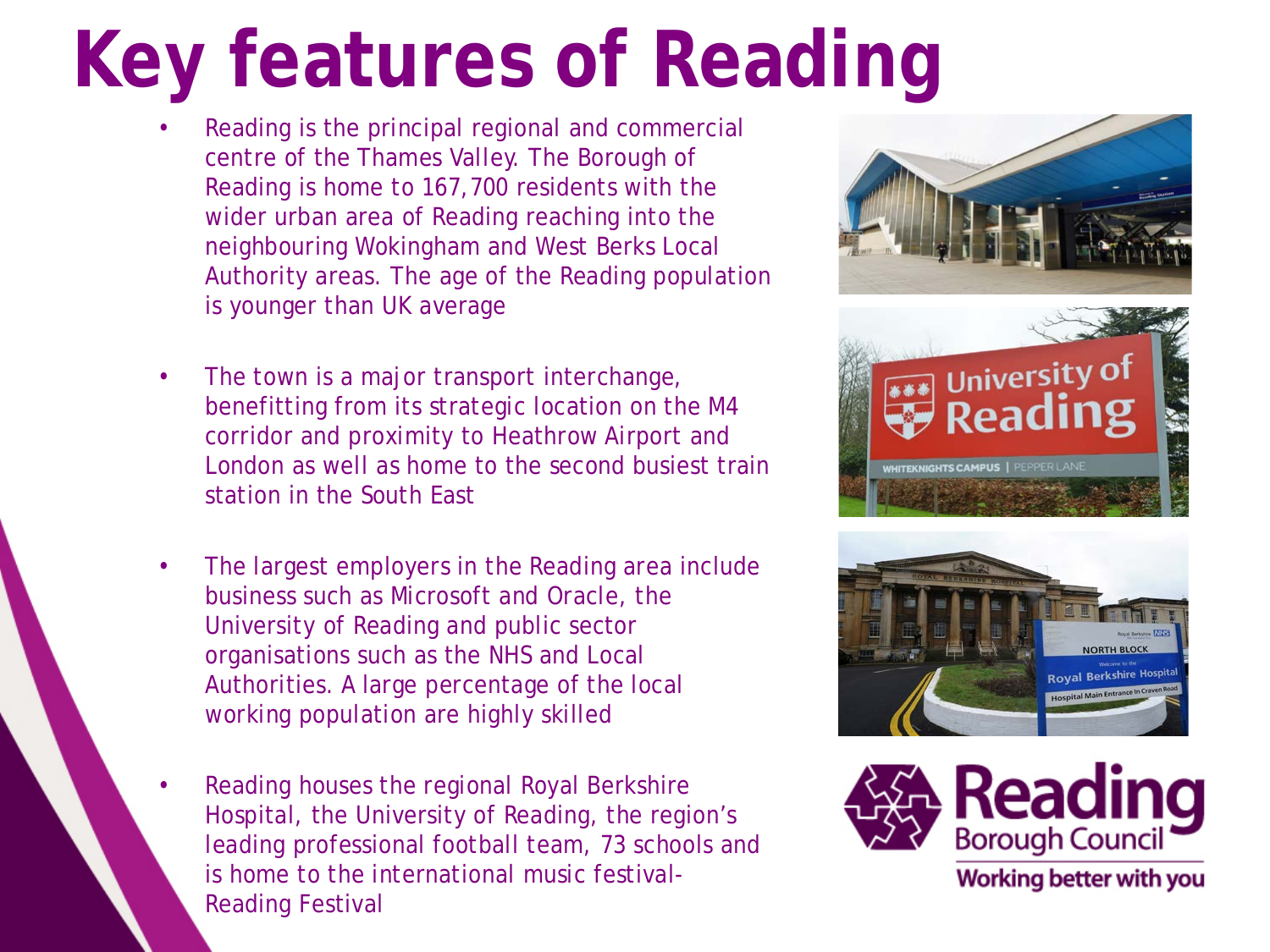# Key features of Reading

- Reading is the principal regional and commercial centre of the Thames Valley. The Borough of Reading is home to 167,700 residents with the wider urban area of Reading reaching into the neighbouring Wokingham and West Berks Local Authority areas. The age of the Reading population is younger than UK average

- The town is a major transport interchange, benefitting from its strategic location on the M4 corridor and proximity to Heathrow Airport and London as well as home to the second busiest train station in the South East

- The largest employers in the Reading area include business such as Microsoft and Oracle, the University of Reading and public sector organisations such as the NHS and Local Authorities. A large percentage of the local working population are highly skilled

- Reading houses the regional Royal Berkshire Hospital, the University of Reading, the region's leading professional football team, 73 schools and is home to the international music festival- Reading Festival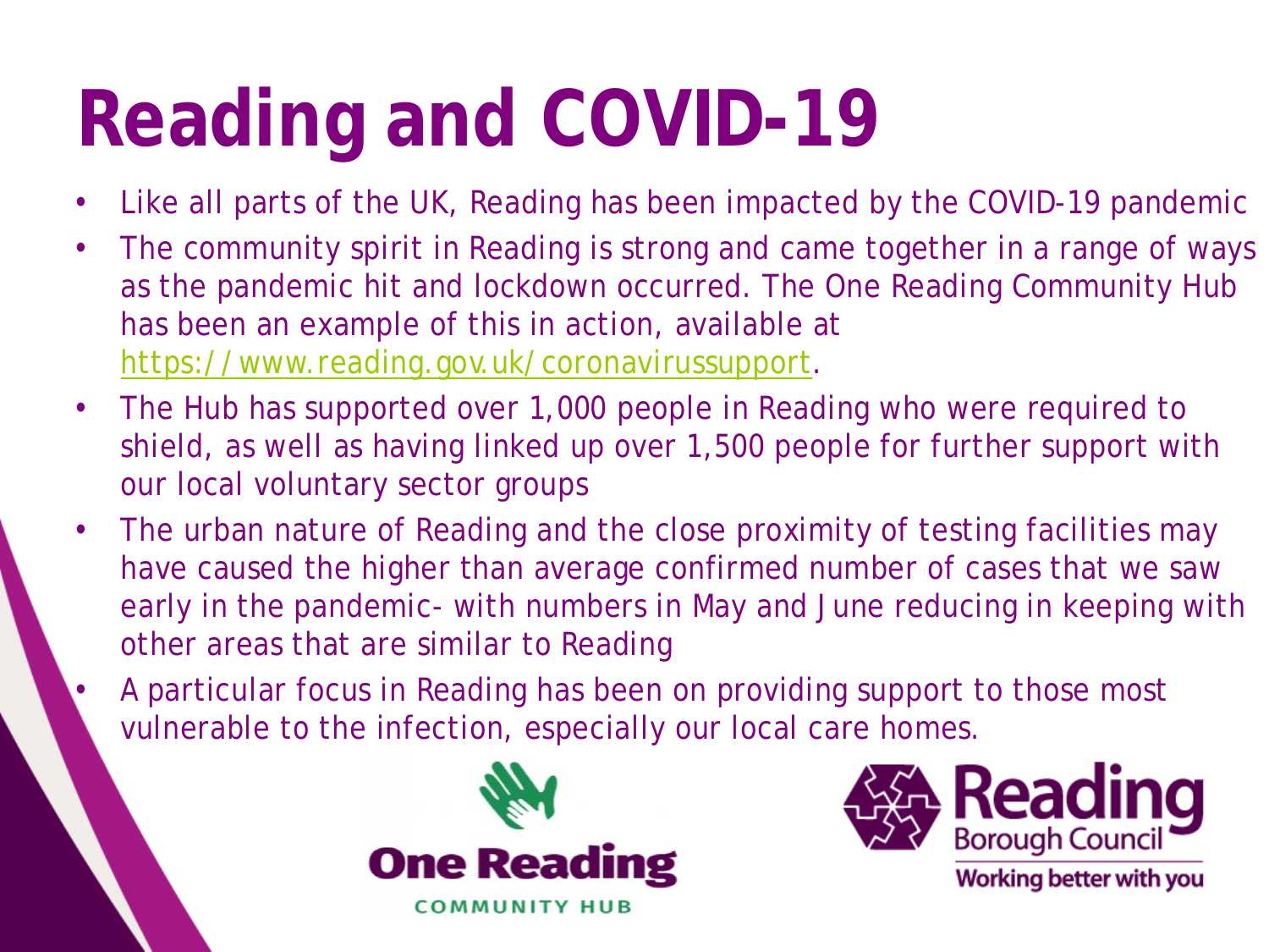# Reading and COVID-19

- Like all parts of the UK, Reading has been impacted by the COVID-19 pandemic
- The community spirit in Reading is strong and came together in a range of ways as the pandemic hit and lockdown occurred. The One Reading Community Hub has been an example of this in action, available at https://www.reading.gov.uk/coronavirussupport.
- The Hub has supported over 1,000 people in Reading who were required to shield, as well as having linked up over 1,500 people for further support with our local voluntary sector groups
- The urban nature of Reading and the close proximity of testing facilities may have caused the higher than average confirmed number of cases that we saw early in the pandemic- with numbers in May and June reducing in keeping with other areas that are similar to Reading
- A particular focus in Reading has been on providing support to those most vulnerable to the infection, especially our local care homes.

One Reading COMMUNITY HUB

Reading Borough Council Working better with you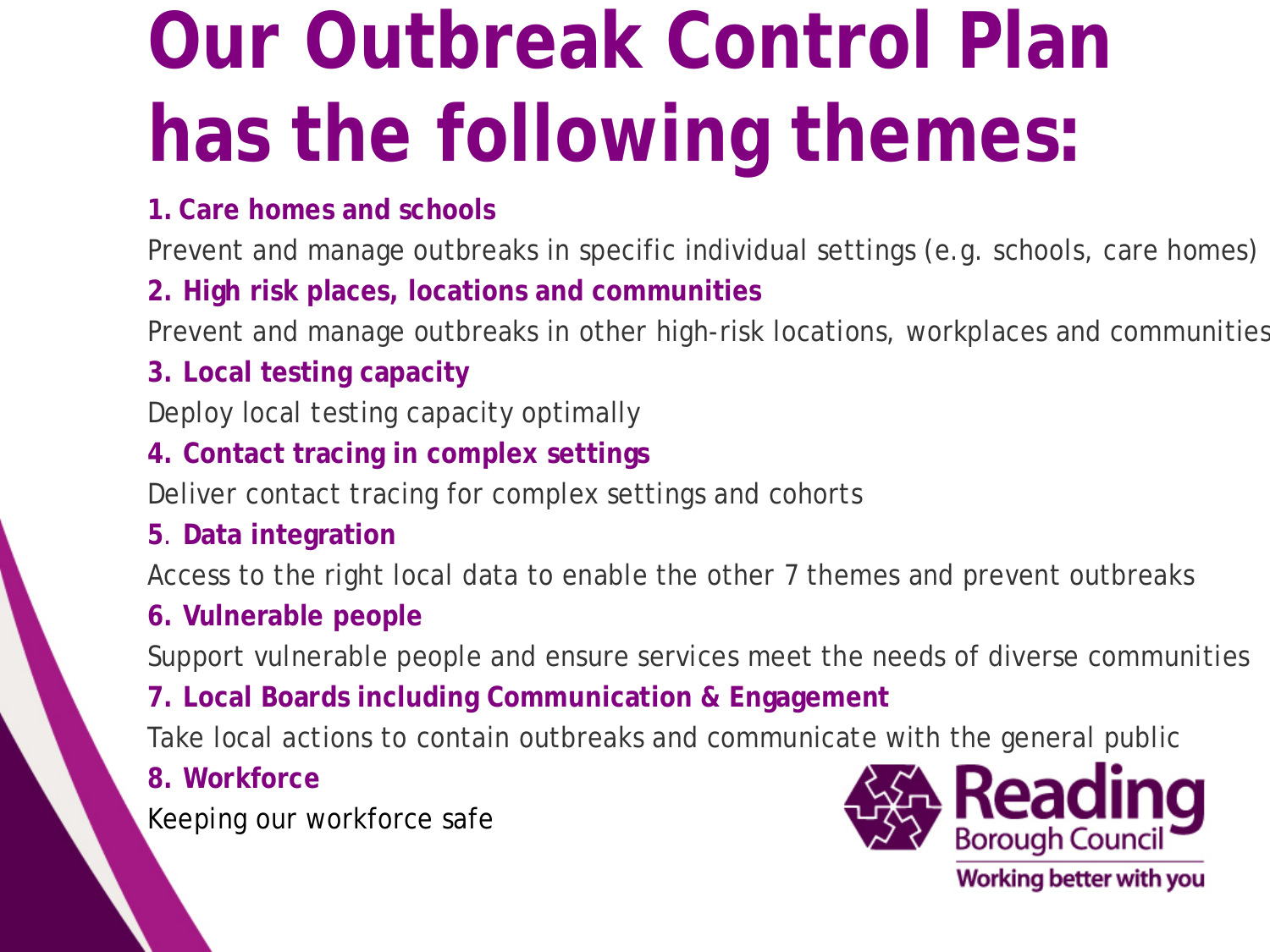# Our Outbreak Control Plan has the following themes:

**1. Care homes and schools**

Prevent and manage outbreaks in specific individual settings (e.g. schools, care homes)

**2. High risk places, locations and communities**

Prevent and manage outbreaks in other high-risk locations, workplaces and communities

**3. Local testing capacity**

Deploy local testing capacity optimally

**4. Contact tracing in complex settings**

Deliver contact tracing for complex settings and cohorts

**5. Data integration**

Access to the right local data to enable the other 7 themes and prevent outbreaks

**6. Vulnerable people**

Support vulnerable people and ensure services meet the needs of diverse communities

**7. Local Boards including Communication & Engagement**

Take local actions to contain outbreaks and communicate with the general public

**8. Workforce**

Keeping our workforce safe

Reading Borough Council
Working better with you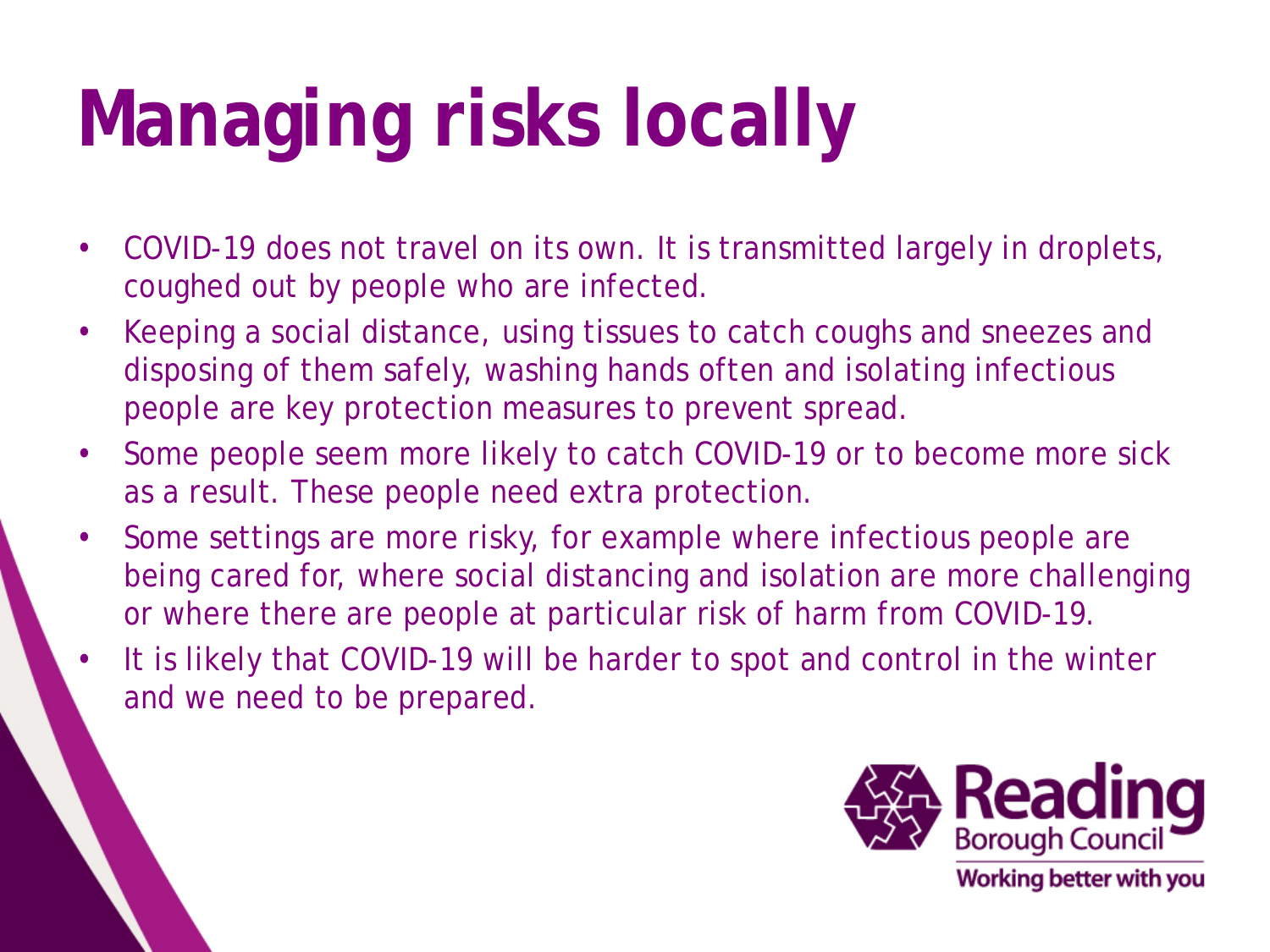# Managing risks locally

- COVID-19 does not travel on its own. It is transmitted largely in droplets, coughed out by people who are infected.
- Keeping a social distance, using tissues to catch coughs and sneezes and disposing of them safely, washing hands often and isolating infectious people are key protection measures to prevent spread.
- Some people seem more likely to catch COVID-19 or to become more sick as a result. These people need extra protection.
- Some settings are more risky, for example where infectious people are being cared for, where social distancing and isolation are more challenging or where there are people at particular risk of harm from COVID-19.
- It is likely that COVID-19 will be harder to spot and control in the winter and we need to be prepared.

Reading Borough Council
Working better with you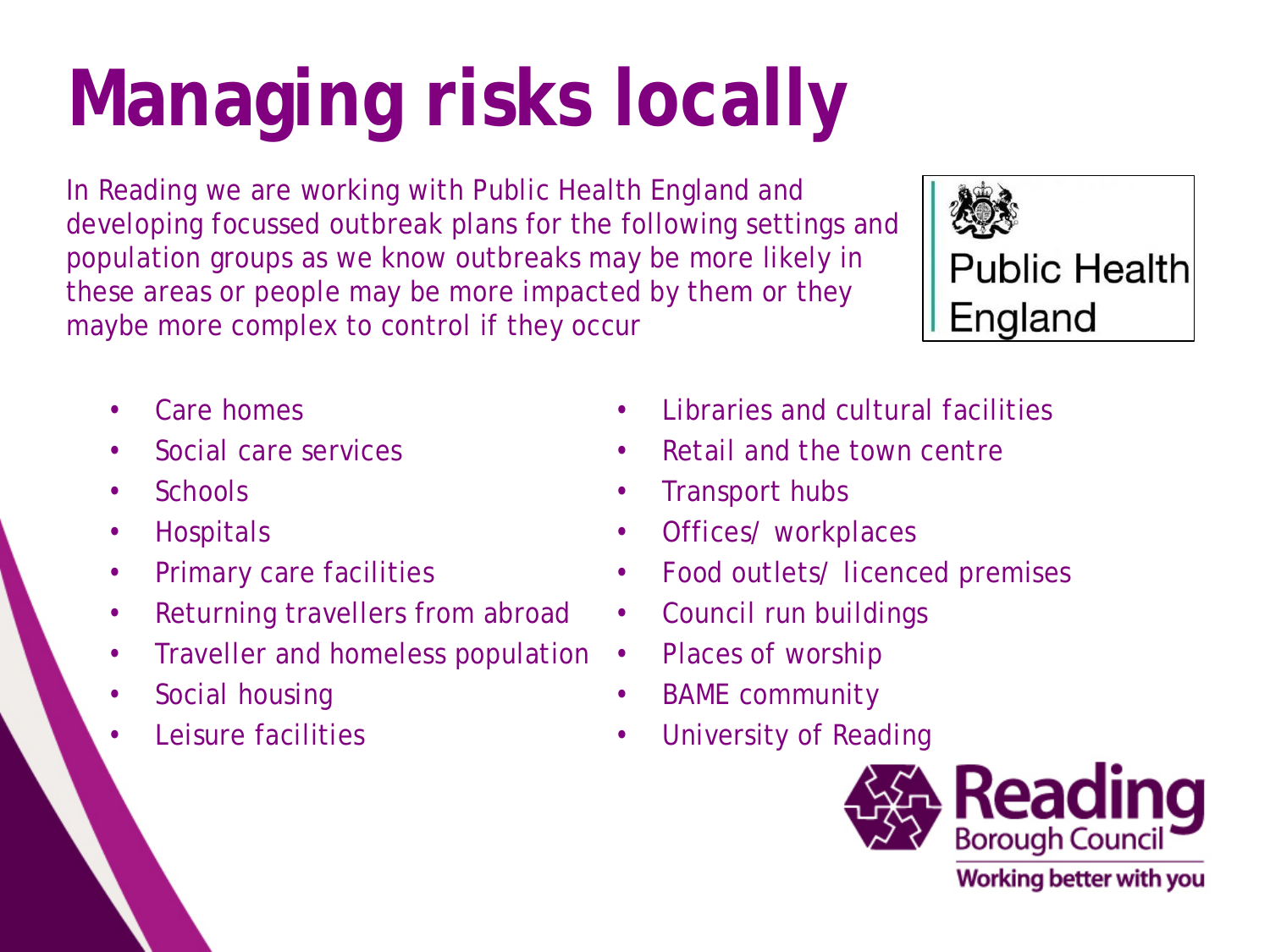# Managing risks locally

In Reading we are working with Public Health England and developing focussed outbreak plans for the following settings and population groups as we know outbreaks may be more likely in these areas or people may be more impacted by them or they maybe more complex to control if they occur

Public Health England

- Care homes
- Social care services
- Schools
- Hospitals
- Primary care facilities
- Returning travellers from abroad
- Traveller and homeless population
- Social housing
- Leisure facilities
- Libraries and cultural facilities
- Retail and the town centre
- Transport hubs
- Offices/ workplaces
- Food outlets/ licenced premises
- Council run buildings
- Places of worship
- BAME community
- University of Reading

Reading Borough Council

Working better with you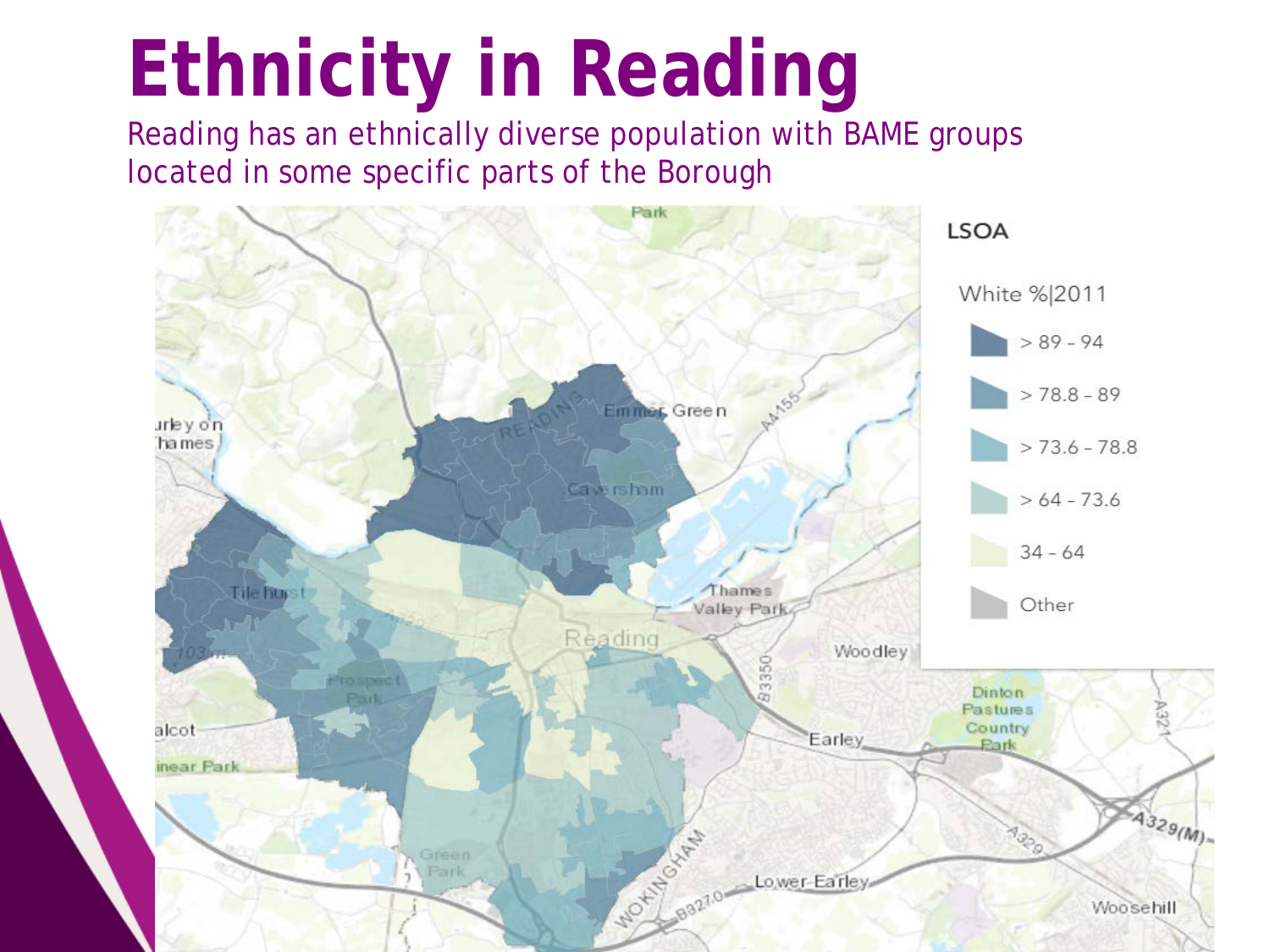# Ethnicity in Reading

Reading has an ethnically diverse population with BAME groups located in some specific parts of the Borough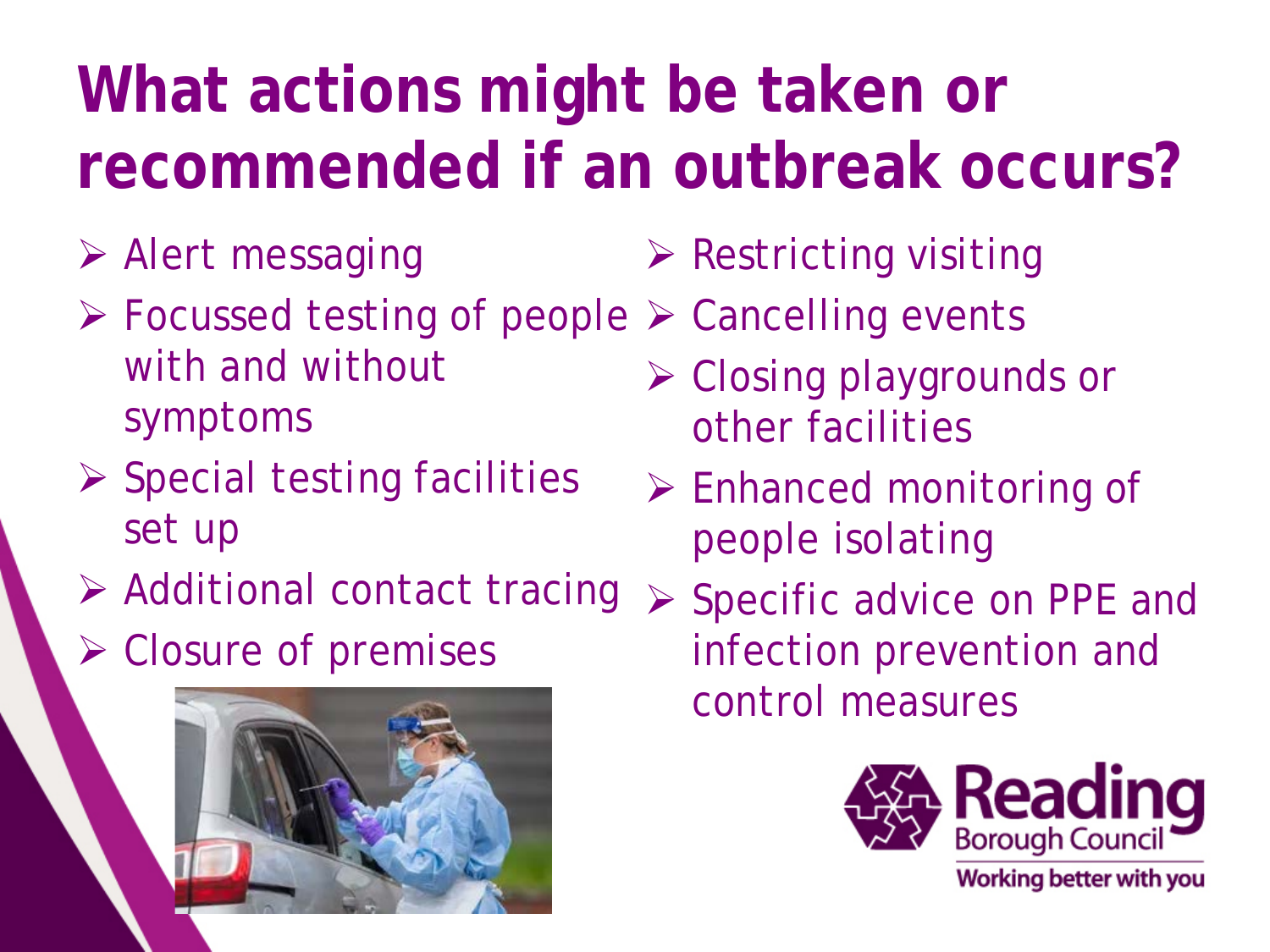# What actions might be taken or recommended if an outbreak occurs?

- Alert messaging
- Focussed testing of people with and without symptoms
- Special testing facilities set up
- Additional contact tracing
- Closure of premises
- Restricting visiting
- Cancelling events
- Closing playgrounds or other facilities
- Enhanced monitoring of people isolating
- Specific advice on PPE and infection prevention and control measures

Reading Borough Council
Working better with you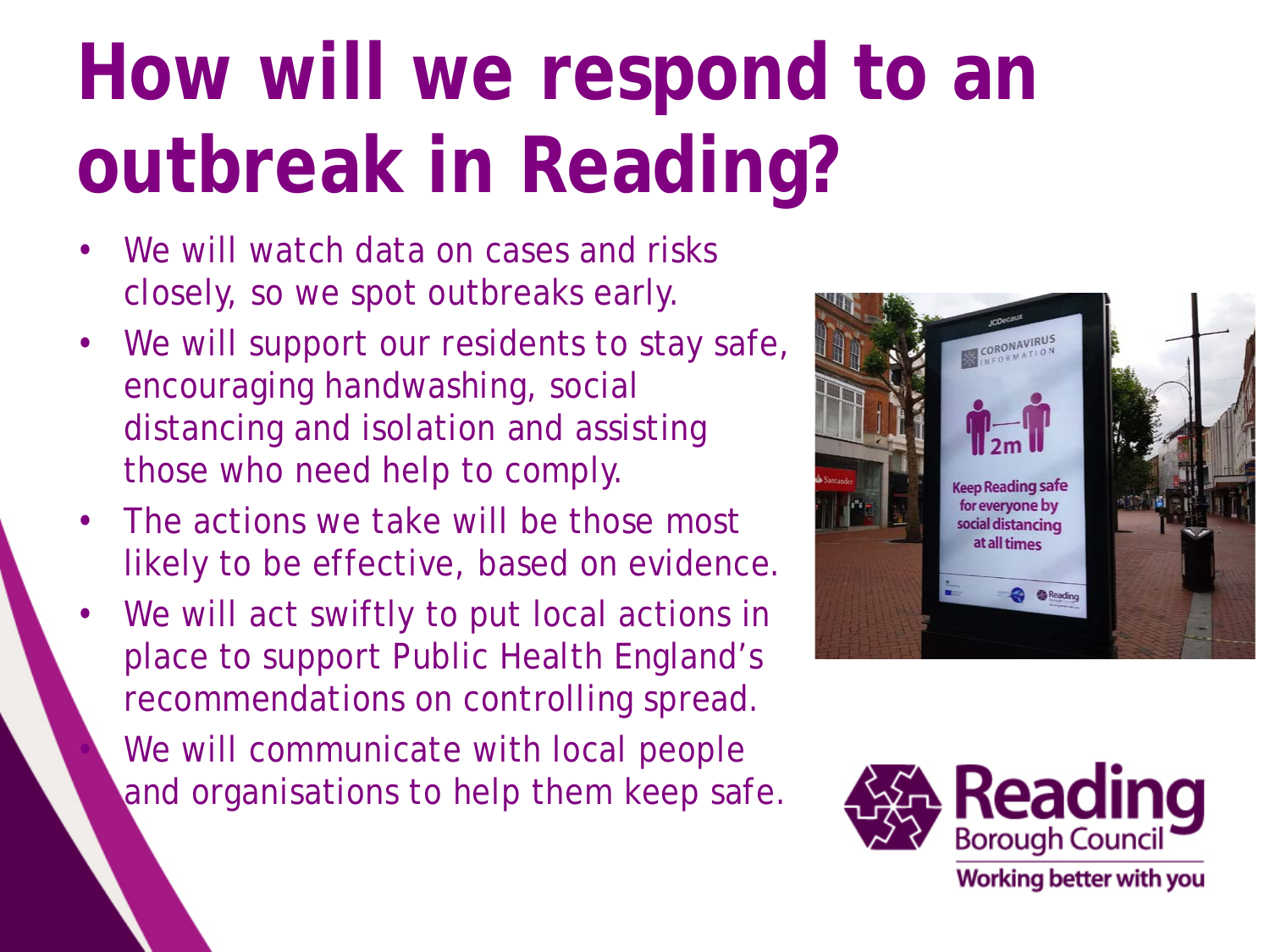# How will we respond to an outbreak in Reading?

- We will watch data on cases and risks closely, so we spot outbreaks early.
- We will support our residents to stay safe, encouraging handwashing, social distancing and isolation and assisting those who need help to comply.
- The actions we take will be those most likely to be effective, based on evidence.
- We will act swiftly to put local actions in place to support Public Health England's recommendations on controlling spread.
- We will communicate with local people and organisations to help them keep safe.

Reading Borough Council
Working better with you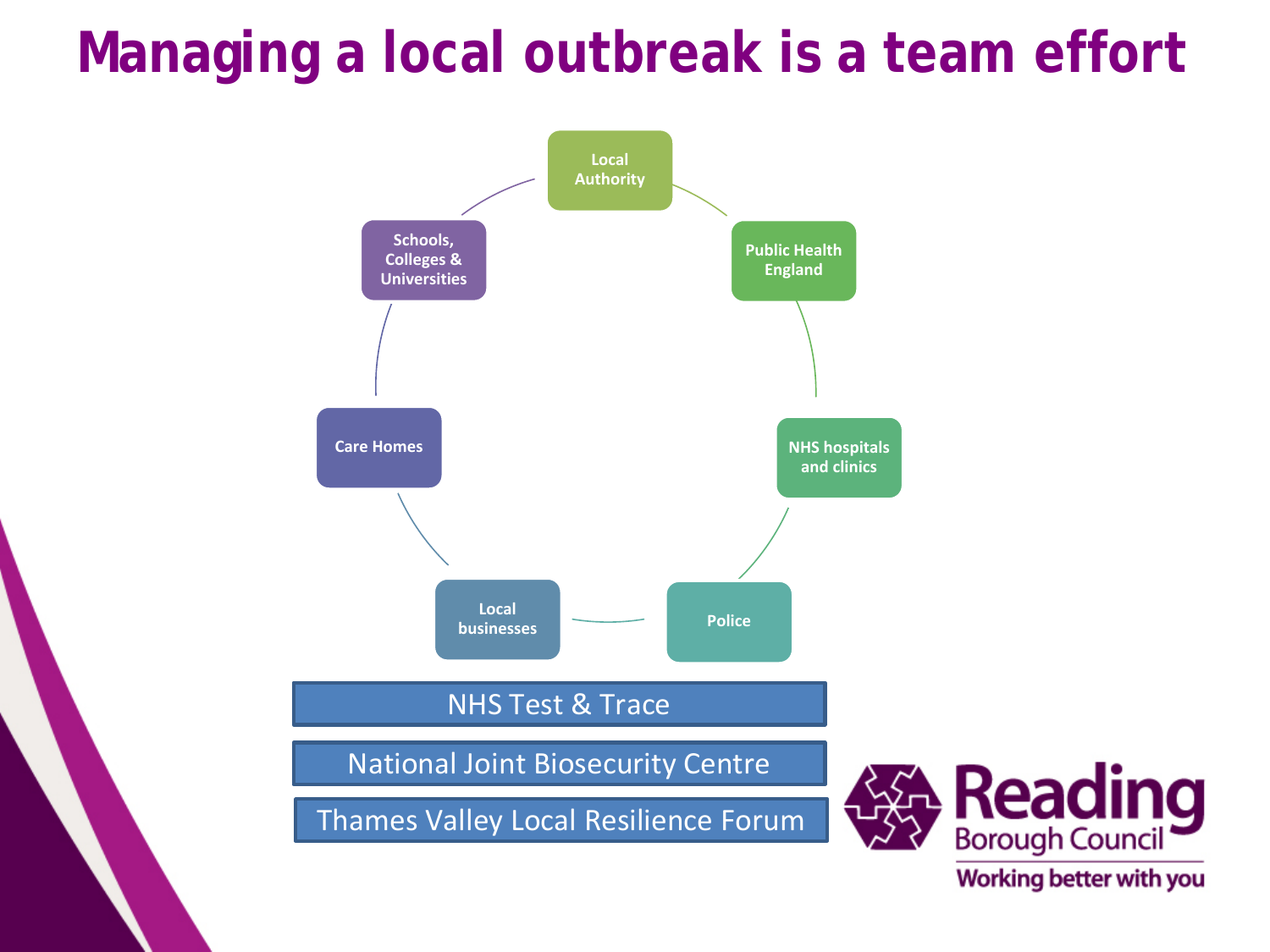# Managing a local outbreak is a team effort

- Local Authority
- Public Health England
- NHS hospitals and clinics
- Police
- Local businesses
- Care Homes
- Schools, Colleges & Universities

NHS Test & Trace

National Joint Biosecurity Centre

Thames Valley Local Resilience Forum

Reading Borough Council
Working better with you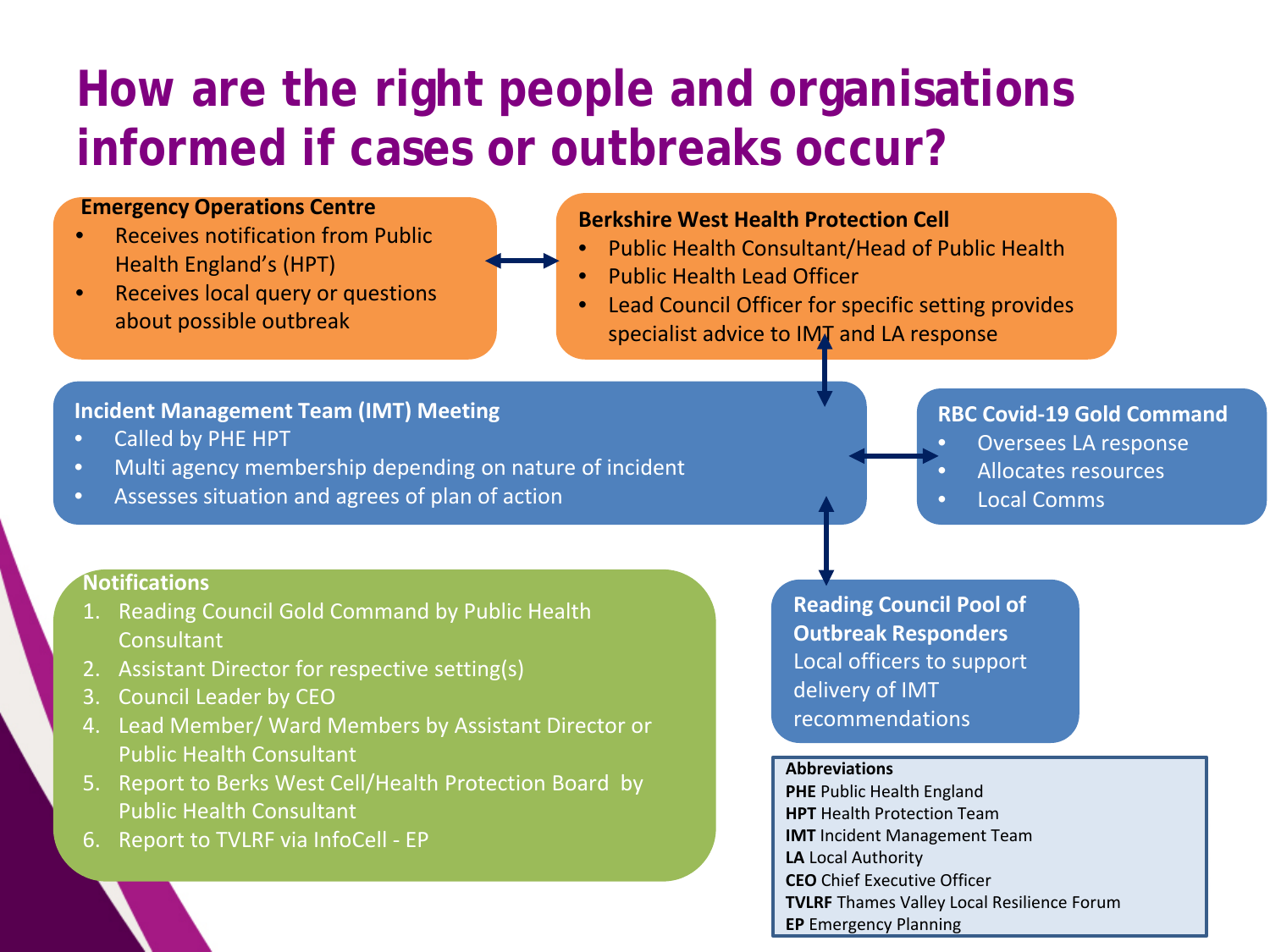# How are the right people and organisations informed if cases or outbreaks occur?

**Emergency Operations Centre**

- Receives notification from Public Health England's (HPT)
- Receives local query or questions about possible outbreak

**Berkshire West Health Protection Cell**

- Public Health Consultant/Head of Public Health
- Public Health Lead Officer
- Lead Council Officer for specific setting provides specialist advice to IMT and LA response

**Incident Management Team (IMT) Meeting**

- Called by PHE HPT
- Multi agency membership depending on nature of incident
- Assesses situation and agrees of plan of action

**RBC Covid-19 Gold Command**

- Oversees LA response
- Allocates resources
- Local Comms

**Notifications**

1. Reading Council Gold Command by Public Health Consultant
2. Assistant Director for respective setting(s)
3. Council Leader by CEO
4. Lead Member/ Ward Members by Assistant Director or Public Health Consultant
5. Report to Berks West Cell/Health Protection Board by Public Health Consultant
6. Report to TVLRF via InfoCell - EP

**Reading Council Pool of Outbreak Responders**

Local officers to support delivery of IMT recommendations

**Abbreviations**

**PHE** Public Health England
**HPT** Health Protection Team
**IMT** Incident Management Team
**LA** Local Authority
**CEO** Chief Executive Officer
**TVLRF** Thames Valley Local Resilience Forum
**EP** Emergency Planning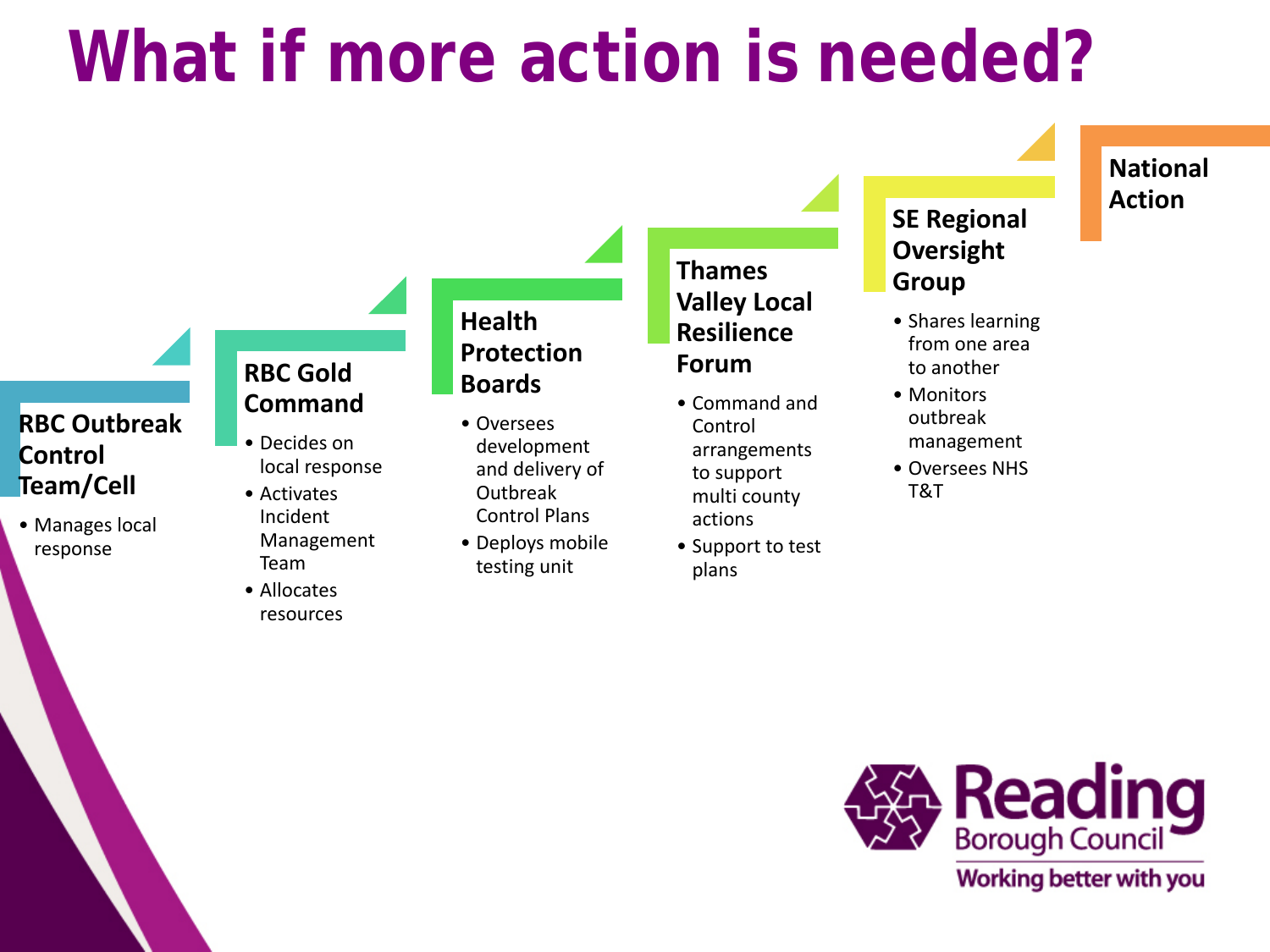# What if more action is needed?

### RBC Outbreak Control Team/Cell

- Manages local response

### RBC Gold Command

- Decides on local response
- Activates Incident Management Team
- Allocates resources

### Health Protection Boards

- Oversees development and delivery of Outbreak Control Plans
- Deploys mobile testing unit

### Thames Valley Local Resilience Forum

- Command and Control arrangements to support multi county actions
- Support to test plans

### SE Regional Oversight Group

- Shares learning from one area to another
- Monitors outbreak management
- Oversees NHS T&T

### National Action

Reading Borough Council
Working better with you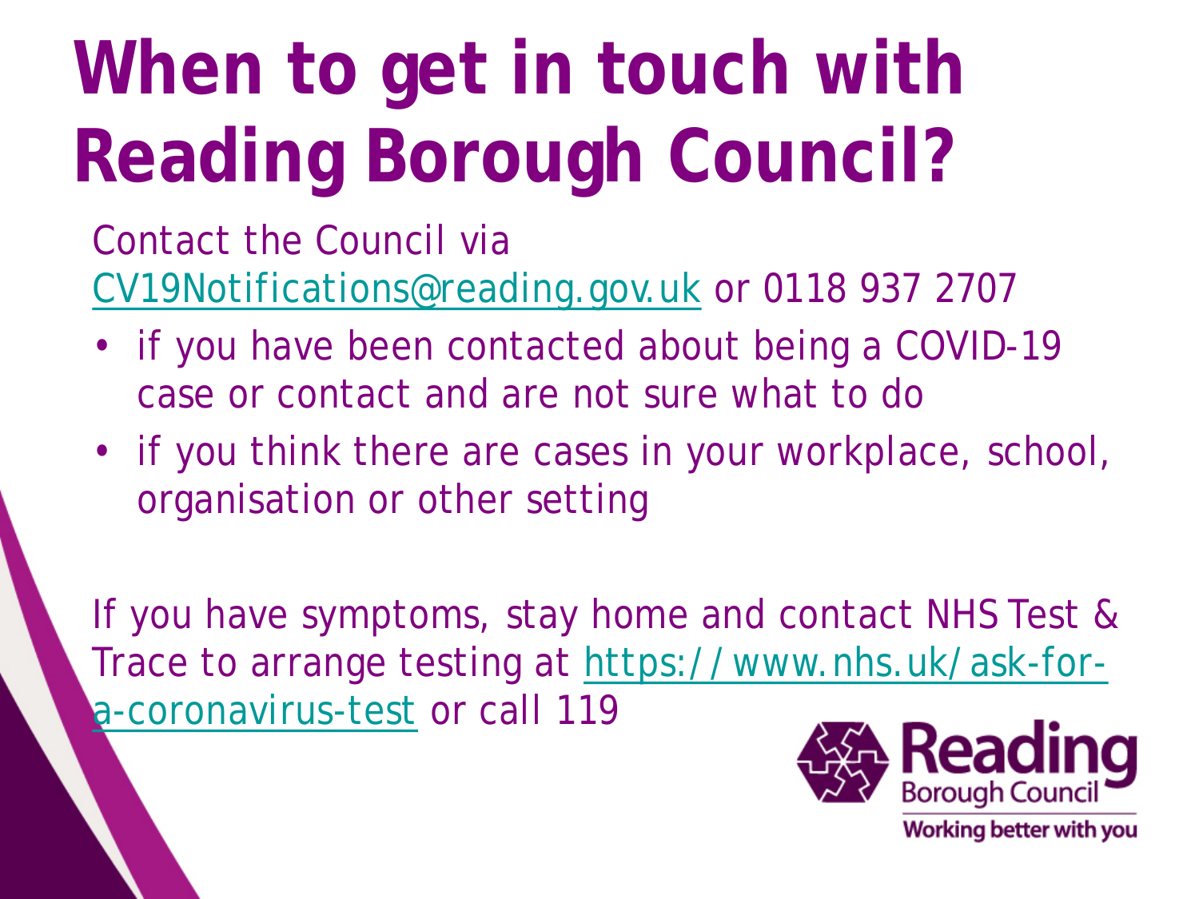# When to get in touch with Reading Borough Council?

Contact the Council via CV19Notifications@reading.gov.uk or 0118 937 2707

- if you have been contacted about being a COVID-19 case or contact and are not sure what to do
- if you think there are cases in your workplace, school, organisation or other setting

If you have symptoms, stay home and contact NHS Test & Trace to arrange testing at https://www.nhs.uk/ask-for-a-coronavirus-test or call 119

Reading Borough Council

Working better with you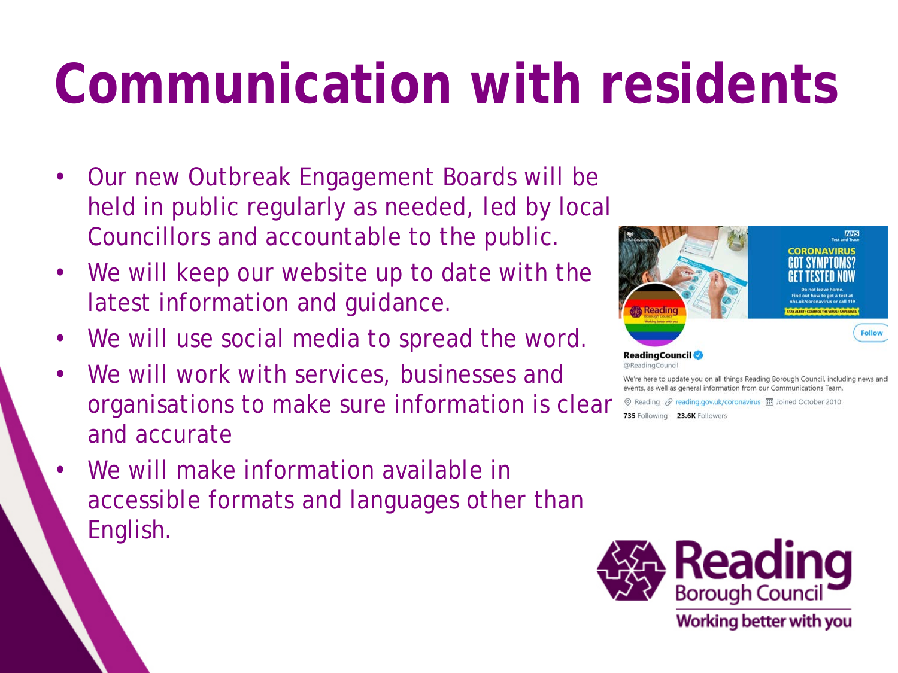# Communication with residents

- Our new Outbreak Engagement Boards will be held in public regularly as needed, led by local Councillors and accountable to the public.
- We will keep our website up to date with the latest information and guidance.
- We will use social media to spread the word.
- We will work with services, businesses and organisations to make sure information is clear and accurate
- We will make information available in accessible formats and languages other than English.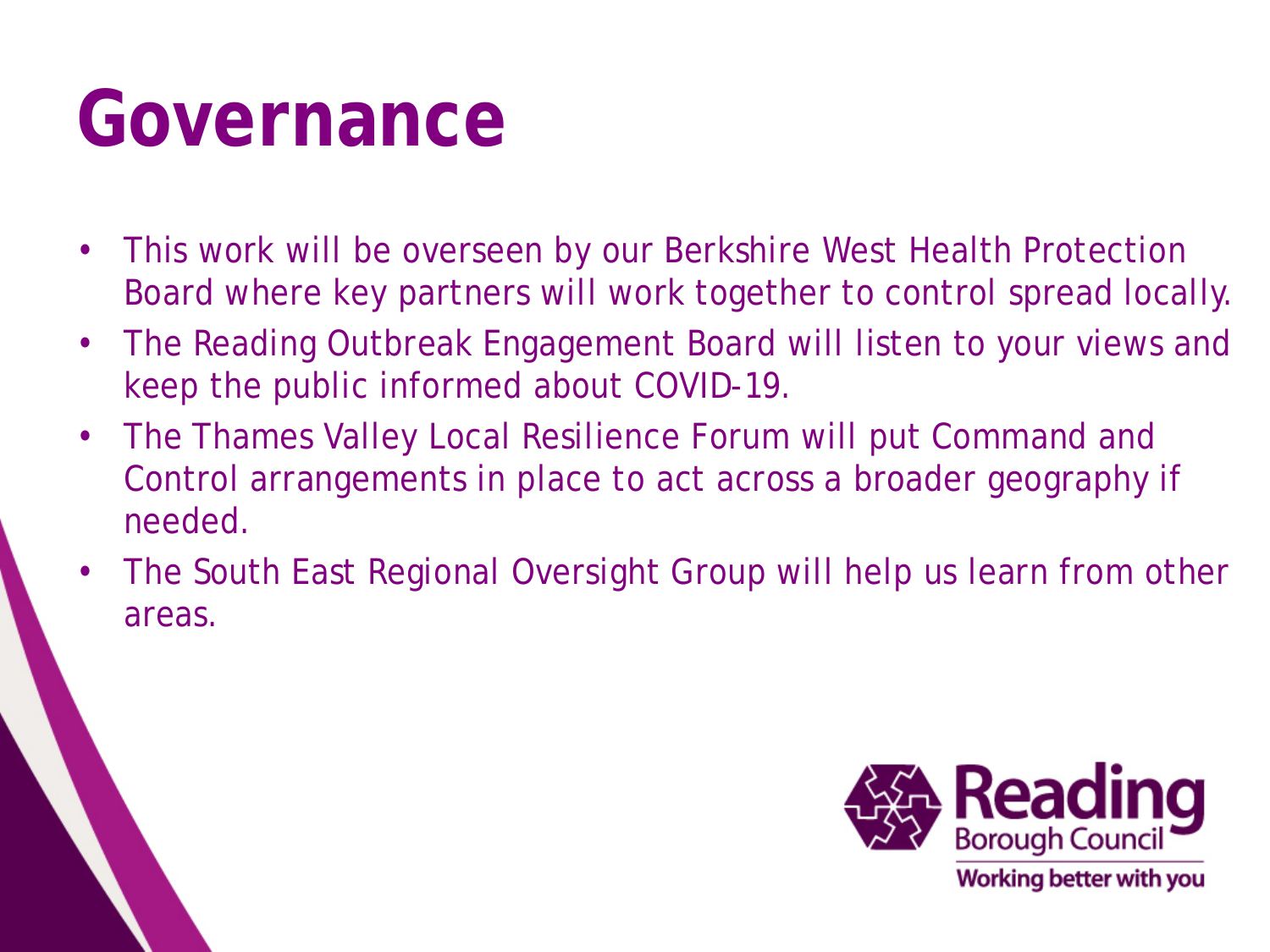# Governance

- This work will be overseen by our Berkshire West Health Protection Board where key partners will work together to control spread locally.
- The Reading Outbreak Engagement Board will listen to your views and keep the public informed about COVID-19.
- The Thames Valley Local Resilience Forum will put Command and Control arrangements in place to act across a broader geography if needed.
- The South East Regional Oversight Group will help us learn from other areas.

Reading Borough Council

Working better with you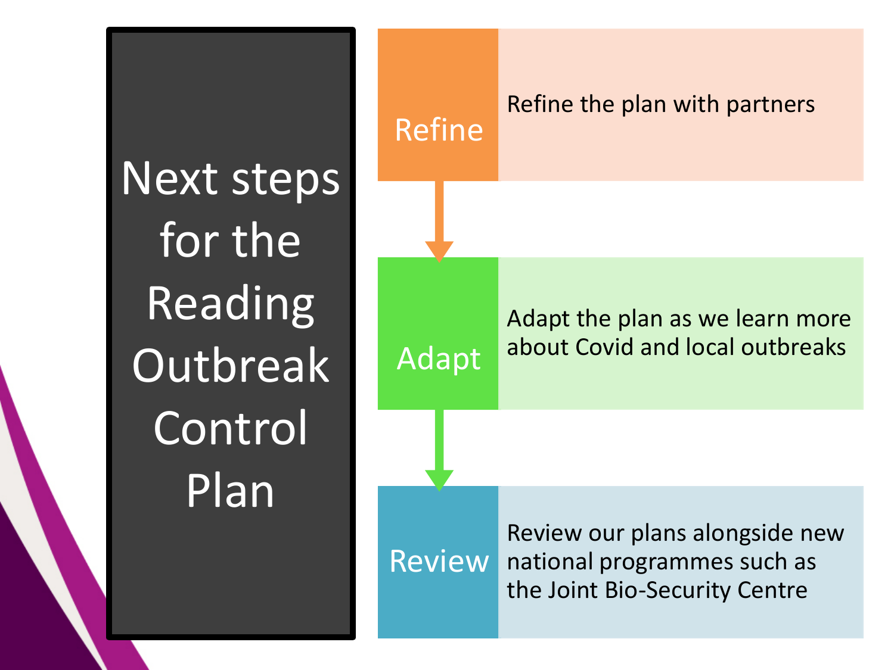# Next steps for the Reading Outbreak Control Plan

**Refine**

Refine the plan with partners

**Adapt**

Adapt the plan as we learn more about Covid and local outbreaks

**Review**

Review our plans alongside new national programmes such as the Joint Bio-Security Centre